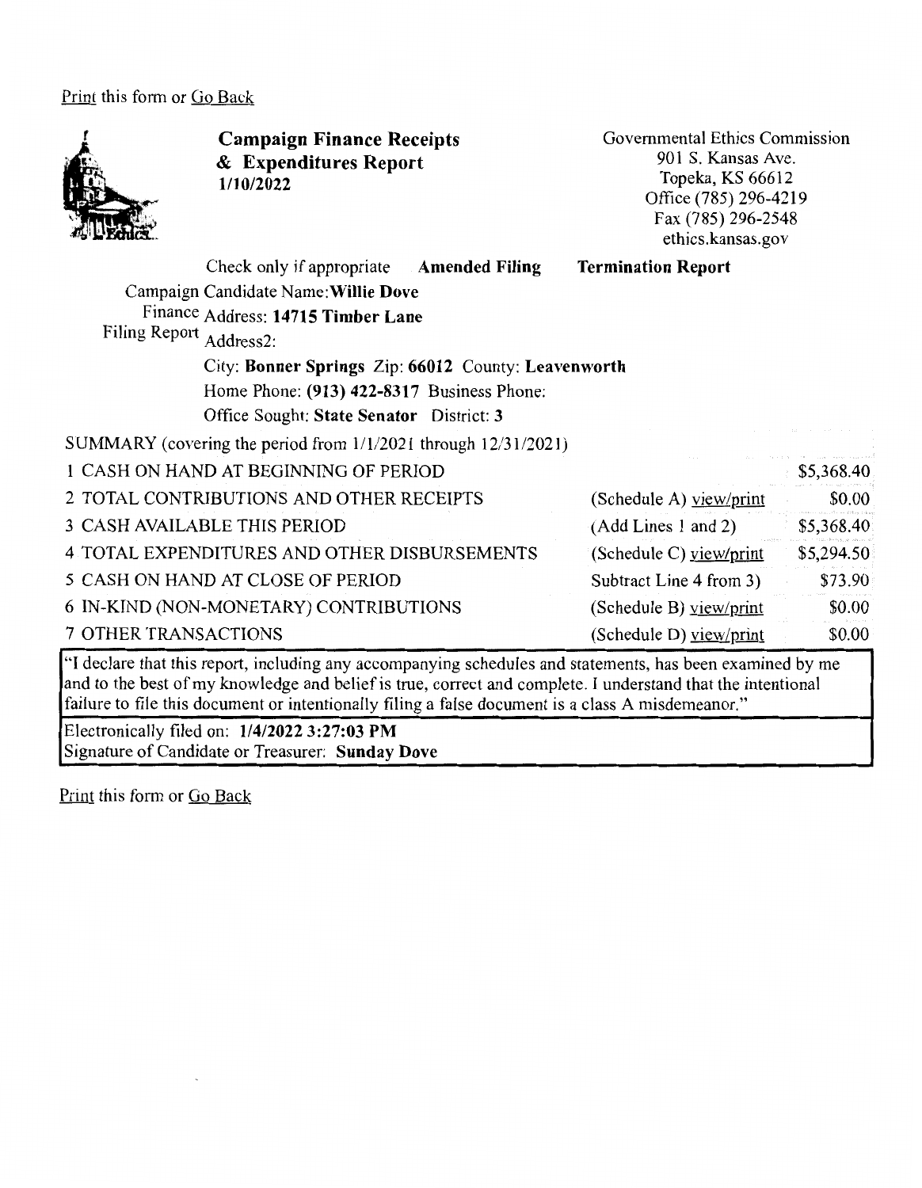Print this form or Go Back

# Campaign Finance Receipts & Expenditures Report

**1/10/2022**

Governmental Ethics Commission
901 S. Kansas Ave.
Topeka, KS 66612
Office (785) 296-4219
Fax (785) 296-2548
ethics.kansas.gov

Check only if appropriate **Amended Filing** **Termination Report**

Campaign Finance Filing Report

Candidate Name: **Willie Dove**
Address: **14715 Timber Lane**
Address2:
City: **Bonner Springs** Zip: **66012** County: **Leavenworth**
Home Phone: **(913) 422-8317** Business Phone:
Office Sought: **State Senator** District: **3**

SUMMARY (covering the period from 1/1/2021 through 12/31/2021)

| | | |
|---|---|---|
| 1 CASH ON HAND AT BEGINNING OF PERIOD | | $5,368.40 |
| 2 TOTAL CONTRIBUTIONS AND OTHER RECEIPTS | (Schedule A) view/print | $0.00 |
| 3 CASH AVAILABLE THIS PERIOD | (Add Lines 1 and 2) | $5,368.40 |
| 4 TOTAL EXPENDITURES AND OTHER DISBURSEMENTS | (Schedule C) view/print | $5,294.50 |
| 5 CASH ON HAND AT CLOSE OF PERIOD | Subtract Line 4 from 3) | $73.90 |
| 6 IN-KIND (NON-MONETARY) CONTRIBUTIONS | (Schedule B) view/print | $0.00 |
| 7 OTHER TRANSACTIONS | (Schedule D) view/print | $0.00 |

"I declare that this report, including any accompanying schedules and statements, has been examined by me and to the best of my knowledge and belief is true, correct and complete. I understand that the intentional failure to file this document or intentionally filing a false document is a class A misdemeanor."

Electronically filed on: **1/4/2022 3:27:03 PM**
Signature of Candidate or Treasurer: **Sunday Dove**

Print this form or Go Back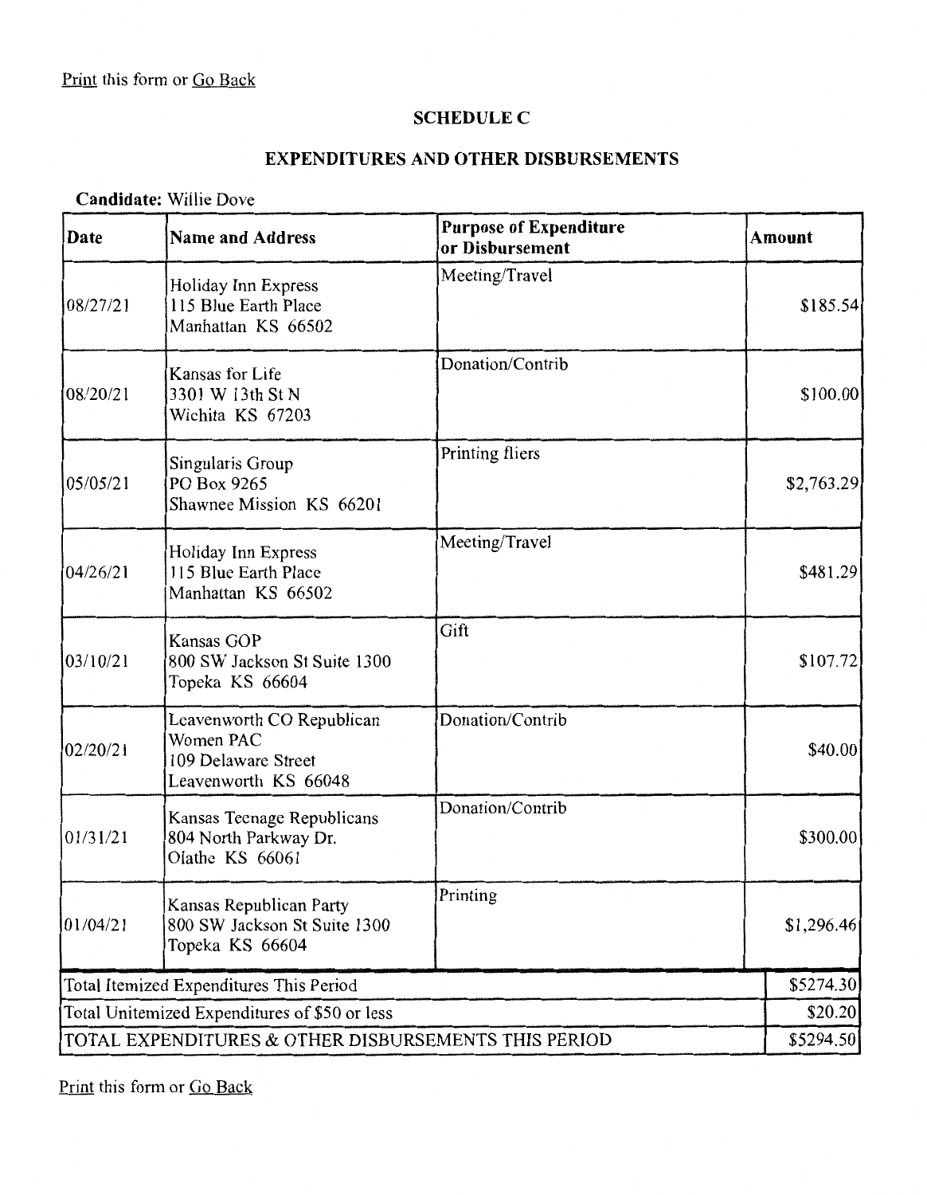Print this form or Go Back

## SCHEDULE C

## EXPENDITURES AND OTHER DISBURSEMENTS

**Candidate:** Willie Dove

| Date | Name and Address | Purpose of Expenditure or Disbursement | Amount |
|---|---|---|---|
| 08/27/21 | Holiday Inn Express<br>115 Blue Earth Place<br>Manhattan KS 66502 | Meeting/Travel | $185.54 |
| 08/20/21 | Kansas for Life<br>3301 W 13th St N<br>Wichita KS 67203 | Donation/Contrib | $100.00 |
| 05/05/21 | Singularis Group<br>PO Box 9265<br>Shawnee Mission KS 66201 | Printing fliers | $2,763.29 |
| 04/26/21 | Holiday Inn Express<br>115 Blue Earth Place<br>Manhattan KS 66502 | Meeting/Travel | $481.29 |
| 03/10/21 | Kansas GOP<br>800 SW Jackson St Suite 1300<br>Topeka KS 66604 | Gift | $107.72 |
| 02/20/21 | Leavenworth CO Republican Women PAC<br>109 Delaware Street<br>Leavenworth KS 66048 | Donation/Contrib | $40.00 |
| 01/31/21 | Kansas Teenage Republicans<br>804 North Parkway Dr.<br>Olathe KS 66061 | Donation/Contrib | $300.00 |
| 01/04/21 | Kansas Republican Party<br>800 SW Jackson St Suite 1300<br>Topeka KS 66604 | Printing | $1,296.46 |
| Total Itemized Expenditures This Period | | | $5274.30 |
| Total Unitemized Expenditures of $50 or less | | | $20.20 |
| TOTAL EXPENDITURES & OTHER DISBURSEMENTS THIS PERIOD | | | $5294.50 |

Print this form or Go Back